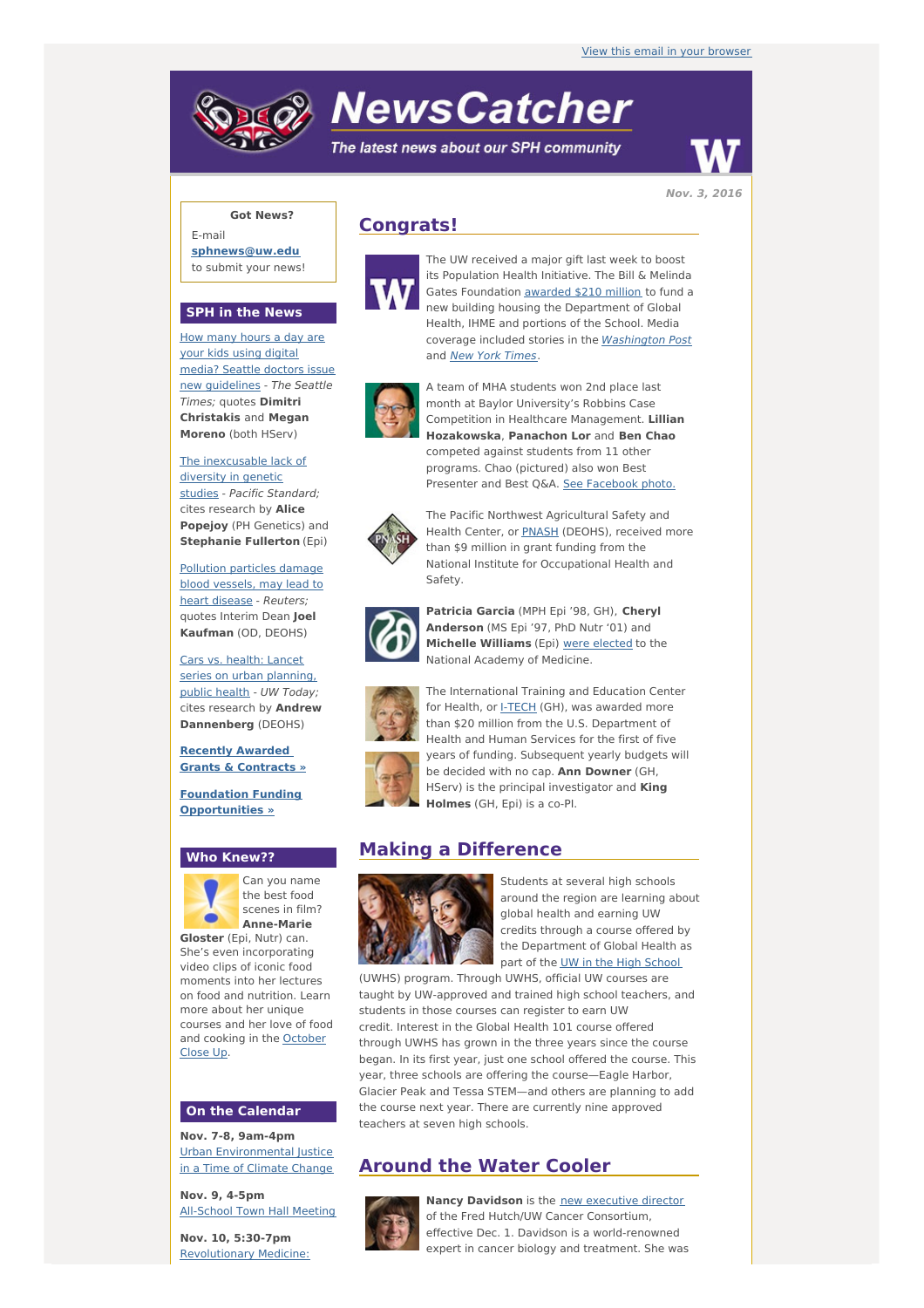View this email in your browser

# NewsCatcher

*The latest news about our SPH community*

Nov. 3, 2016

**Got News?**

E-mail **sphnews@uw.edu** to submit your news!

## SPH in the News

How many hours a day are your kids using digital media? Seattle doctors issue new guidelines - *The Seattle Times;* quotes **Dimitri Christakis** and **Megan Moreno** (both HServ)

The inexcusable lack of diversity in genetic studies - *Pacific Standard;* cites research by **Alice Popejoy** (PH Genetics) and **Stephanie Fullerton** (Epi)

Pollution particles damage blood vessels, may lead to heart disease - *Reuters;* quotes Interim Dean **Joel Kaufman** (OD, DEOHS)

Cars vs. health: Lancet series on urban planning, public health - *UW Today;* cites research by **Andrew Dannenberg** (DEOHS)

**Recently Awarded Grants & Contracts »**

**Foundation Funding Opportunities »**

## Who Knew??

Can you name the best food scenes in film? **Anne-Marie Gloster** (Epi, Nutr) can. She's even incorporating video clips of iconic food moments into her lectures on food and nutrition. Learn more about her unique courses and her love of food and cooking in the October Close Up.

## On the Calendar

**Nov. 7-8, 9am-4pm**
Urban Environmental Justice in a Time of Climate Change

**Nov. 9, 4-5pm**
All-School Town Hall Meeting

**Nov. 10, 5:30-7pm**
Revolutionary Medicine:

## Congrats!

The UW received a major gift last week to boost its Population Health Initiative. The Bill & Melinda Gates Foundation awarded $210 million to fund a new building housing the Department of Global Health, IHME and portions of the School. Media coverage included stories in the *Washington Post* and *New York Times*.

A team of MHA students won 2nd place last month at Baylor University's Robbins Case Competition in Healthcare Management. **Lillian Hozakowska**, **Panachon Lor** and **Ben Chao** competed against students from 11 other programs. Chao (pictured) also won Best Presenter and Best Q&A. See Facebook photo.

The Pacific Northwest Agricultural Safety and Health Center, or PNASH (DEOHS), received more than $9 million in grant funding from the National Institute for Occupational Health and Safety.

**Patricia Garcia** (MPH Epi '98, GH), **Cheryl Anderson** (MS Epi '97, PhD Nutr '01) and **Michelle Williams** (Epi) were elected to the National Academy of Medicine.

The International Training and Education Center for Health, or I-TECH (GH), was awarded more than $20 million from the U.S. Department of Health and Human Services for the first of five years of funding. Subsequent yearly budgets will be decided with no cap. **Ann Downer** (GH, HServ) is the principal investigator and **King Holmes** (GH, Epi) is a co-PI.

## Making a Difference

Students at several high schools around the region are learning about global health and earning UW credits through a course offered by the Department of Global Health as part of the UW in the High School (UWHS) program. Through UWHS, official UW courses are taught by UW-approved and trained high school teachers, and students in those courses can register to earn UW credit. Interest in the Global Health 101 course offered through UWHS has grown in the three years since the course began. In its first year, just one school offered the course. This year, three schools are offering the course—Eagle Harbor, Glacier Peak and Tessa STEM—and others are planning to add the course next year. There are currently nine approved teachers at seven high schools.

## Around the Water Cooler

**Nancy Davidson** is the new executive director of the Fred Hutch/UW Cancer Consortium, effective Dec. 1. Davidson is a world-renowned expert in cancer biology and treatment. She was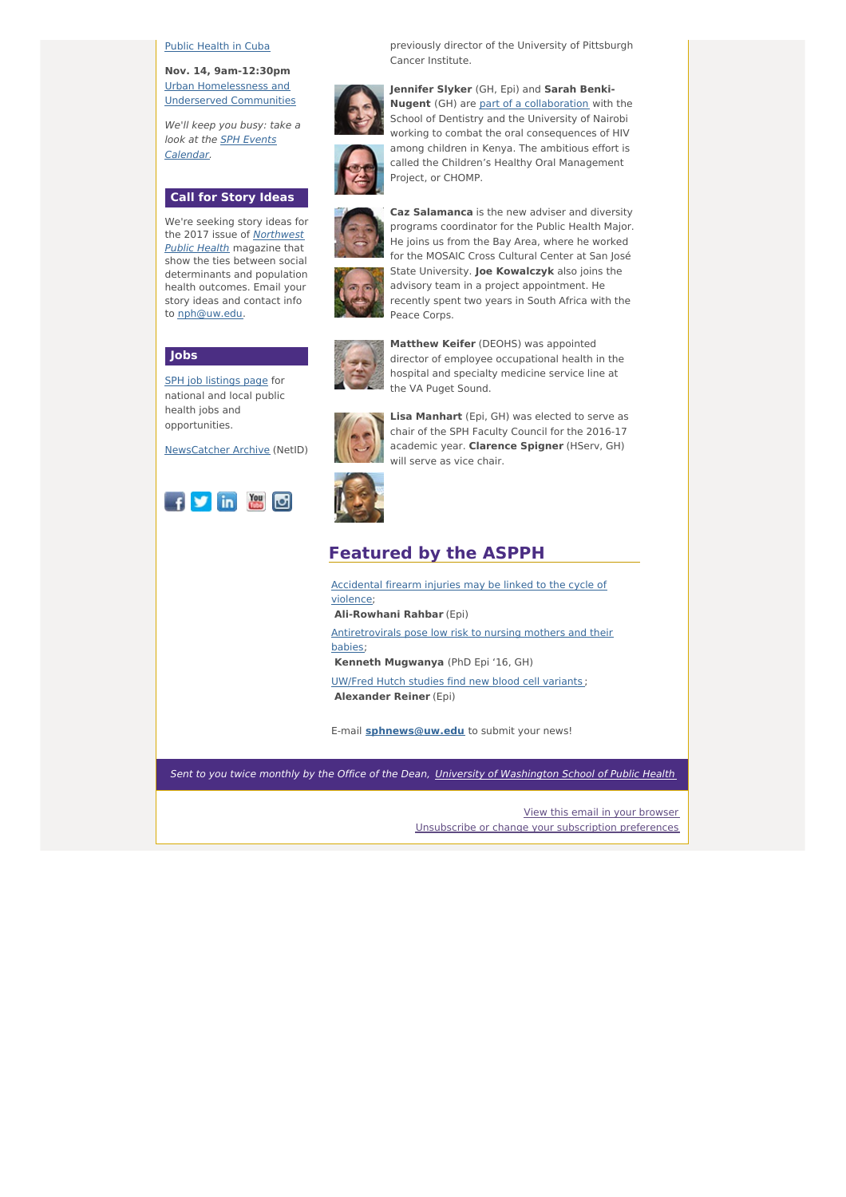Public Health in Cuba

**Nov. 14, 9am-12:30pm**
Urban Homelessness and Underserved Communities

*We'll keep you busy: take a look at the SPH Events Calendar.*

## Call for Story Ideas

We're seeking story ideas for the 2017 issue of *Northwest Public Health* magazine that show the ties between social determinants and population health outcomes. Email your story ideas and contact info to nph@uw.edu.

## Jobs

SPH job listings page for national and local public health jobs and opportunities.

NewsCatcher Archive (NetID)

previously director of the University of Pittsburgh Cancer Institute.

**Jennifer Slyker** (GH, Epi) and **Sarah Benki-Nugent** (GH) are part of a collaboration with the School of Dentistry and the University of Nairobi working to combat the oral consequences of HIV among children in Kenya. The ambitious effort is called the Children's Healthy Oral Management Project, or CHOMP.

**Caz Salamanca** is the new adviser and diversity programs coordinator for the Public Health Major. He joins us from the Bay Area, where he worked for the MOSAIC Cross Cultural Center at San José State University. **Joe Kowalczyk** also joins the advisory team in a project appointment. He recently spent two years in South Africa with the Peace Corps.

**Matthew Keifer** (DEOHS) was appointed director of employee occupational health in the hospital and specialty medicine service line at the VA Puget Sound.

**Lisa Manhart** (Epi, GH) was elected to serve as chair of the SPH Faculty Council for the 2016-17 academic year. **Clarence Spigner** (HServ, GH) will serve as vice chair.

## Featured by the ASPPH

Accidental firearm injuries may be linked to the cycle of violence;
**Ali-Rowhani Rahbar** (Epi)

Antiretrovirals pose low risk to nursing mothers and their babies;
**Kenneth Mugwanya** (PhD Epi '16, GH)

UW/Fred Hutch studies find new blood cell variants;
**Alexander Reiner** (Epi)

E-mail **sphnews@uw.edu** to submit your news!

*Sent to you twice monthly by the Office of the Dean, University of Washington School of Public Health*

View this email in your browser
Unsubscribe or change your subscription preferences